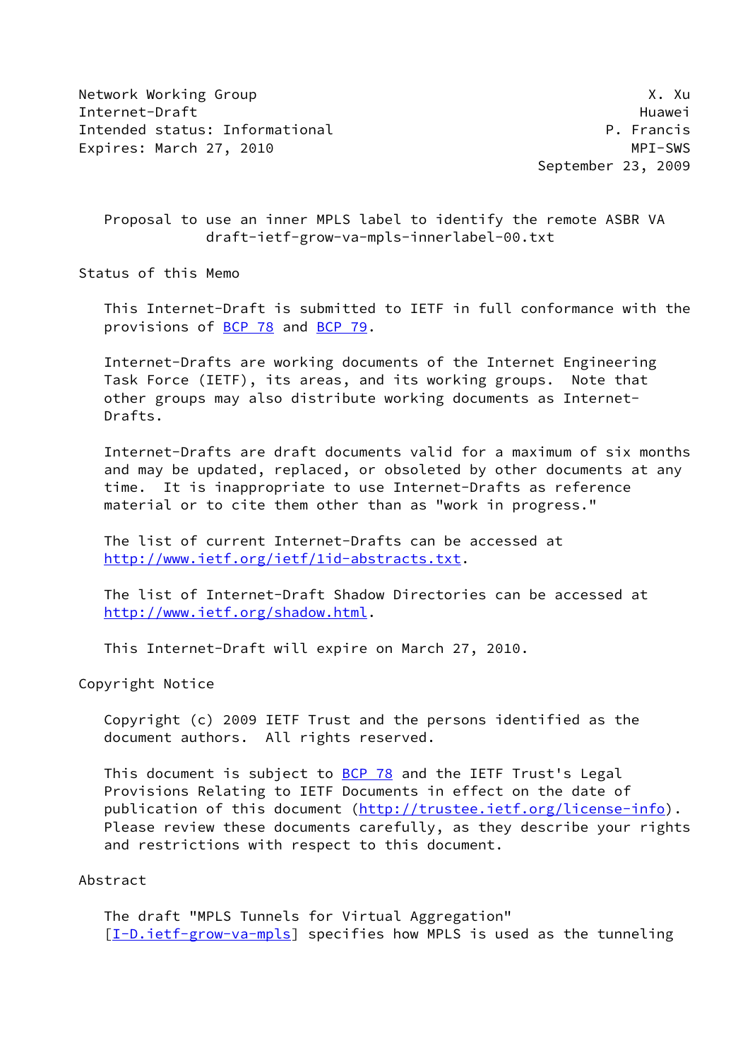Network Working Group X. Xu
Internet-Draft Huawei
Intended status: Informational P. Francis
Expires: March 27, 2010 MPI-SWS
September 23, 2009

# Proposal to use an inner MPLS label to identify the remote ASBR VA
draft-ietf-grow-va-mpls-innerlabel-00.txt

## Status of this Memo

This Internet-Draft is submitted to IETF in full conformance with the provisions of BCP 78 and BCP 79.

Internet-Drafts are working documents of the Internet Engineering Task Force (IETF), its areas, and its working groups. Note that other groups may also distribute working documents as Internet-Drafts.

Internet-Drafts are draft documents valid for a maximum of six months and may be updated, replaced, or obsoleted by other documents at any time. It is inappropriate to use Internet-Drafts as reference material or to cite them other than as "work in progress."

The list of current Internet-Drafts can be accessed at http://www.ietf.org/ietf/1id-abstracts.txt.

The list of Internet-Draft Shadow Directories can be accessed at http://www.ietf.org/shadow.html.

This Internet-Draft will expire on March 27, 2010.

## Copyright Notice

Copyright (c) 2009 IETF Trust and the persons identified as the document authors. All rights reserved.

This document is subject to BCP 78 and the IETF Trust's Legal Provisions Relating to IETF Documents in effect on the date of publication of this document (http://trustee.ietf.org/license-info). Please review these documents carefully, as they describe your rights and restrictions with respect to this document.

## Abstract

The draft "MPLS Tunnels for Virtual Aggregation" [I-D.ietf-grow-va-mpls] specifies how MPLS is used as the tunneling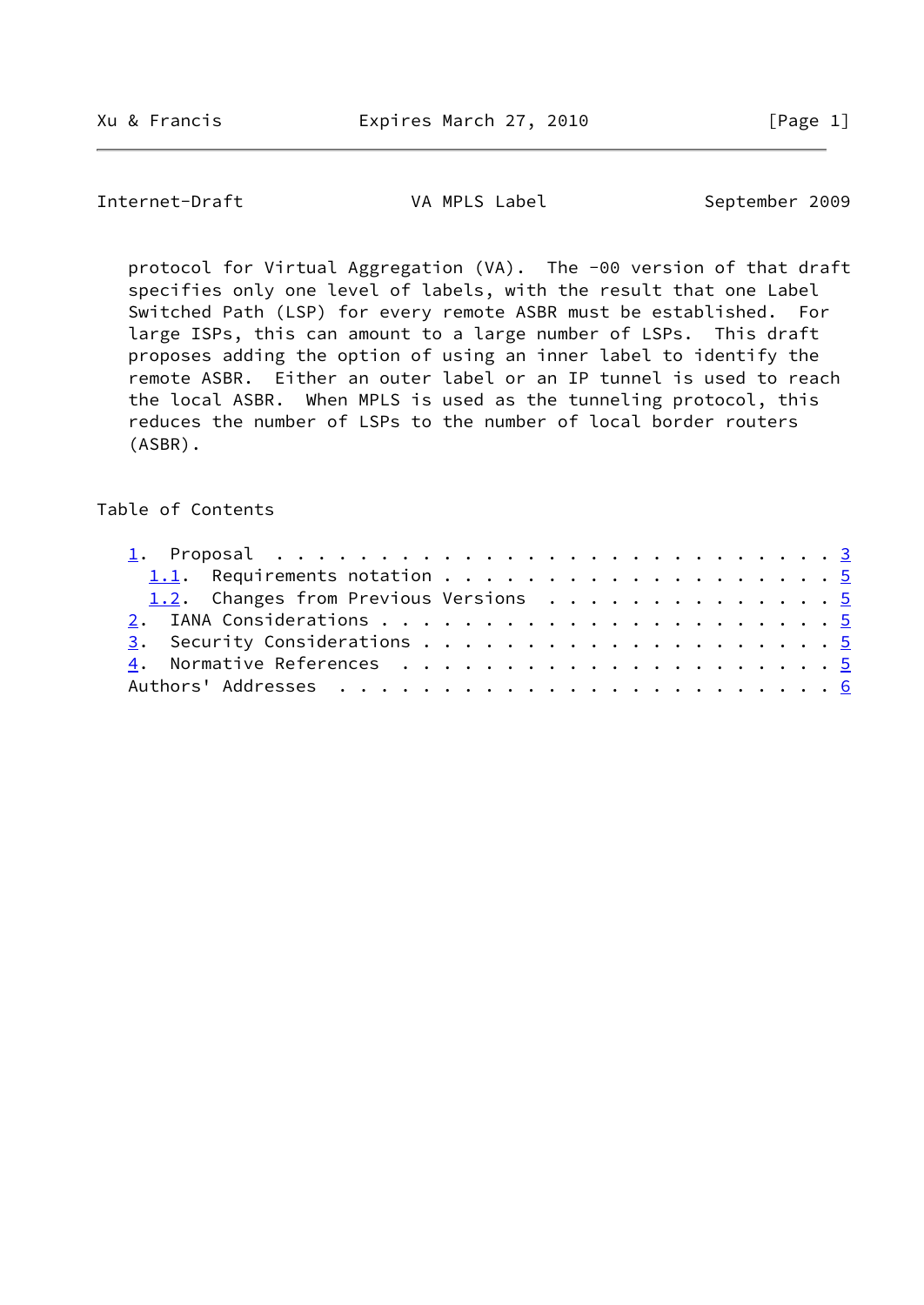protocol for Virtual Aggregation (VA). The -00 version of that draft specifies only one level of labels, with the result that one Label Switched Path (LSP) for every remote ASBR must be established. For large ISPs, this can amount to a large number of LSPs. This draft proposes adding the option of using an inner label to identify the remote ASBR. Either an outer label or an IP tunnel is used to reach the local ASBR. When MPLS is used as the tunneling protocol, this reduces the number of LSPs to the number of local border routers (ASBR).

## Table of Contents

- 1. Proposal . . . . . . . . . . . . . . . . . . . . . . . . . . 3
  - 1.1. Requirements notation . . . . . . . . . . . . . . . . . . . 5
  - 1.2. Changes from Previous Versions . . . . . . . . . . . . . . 5
- 2. IANA Considerations . . . . . . . . . . . . . . . . . . . . . 5
- 3. Security Considerations . . . . . . . . . . . . . . . . . . . 5
- 4. Normative References . . . . . . . . . . . . . . . . . . . . 5
- Authors' Addresses . . . . . . . . . . . . . . . . . . . . . . . 6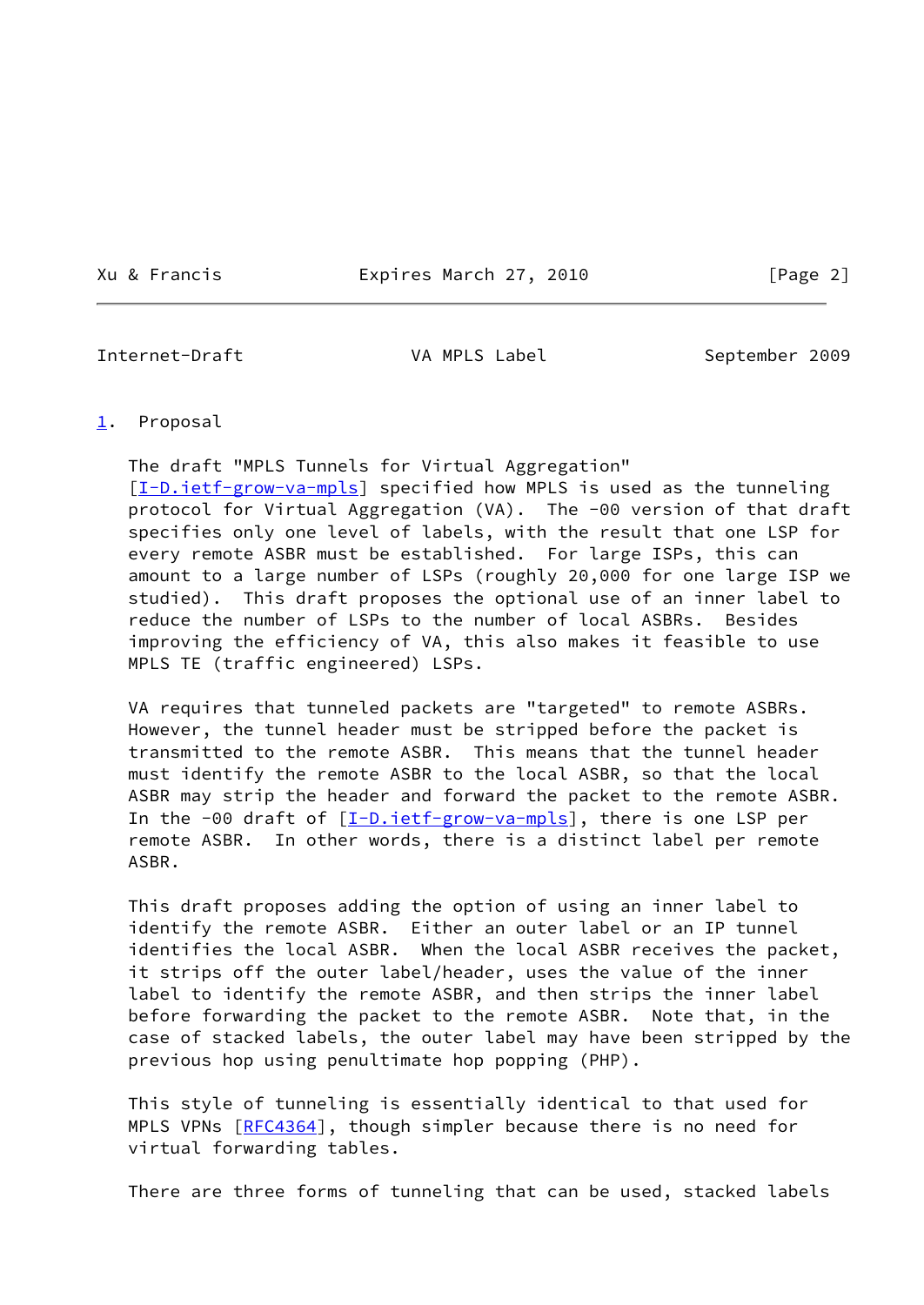# 1. Proposal

The draft "MPLS Tunnels for Virtual Aggregation" [I-D.ietf-grow-va-mpls] specified how MPLS is used as the tunneling protocol for Virtual Aggregation (VA). The -00 version of that draft specifies only one level of labels, with the result that one LSP for every remote ASBR must be established. For large ISPs, this can amount to a large number of LSPs (roughly 20,000 for one large ISP we studied). This draft proposes the optional use of an inner label to reduce the number of LSPs to the number of local ASBRs. Besides improving the efficiency of VA, this also makes it feasible to use MPLS TE (traffic engineered) LSPs.

VA requires that tunneled packets are "targeted" to remote ASBRs. However, the tunnel header must be stripped before the packet is transmitted to the remote ASBR. This means that the tunnel header must identify the remote ASBR to the local ASBR, so that the local ASBR may strip the header and forward the packet to the remote ASBR. In the -00 draft of [I-D.ietf-grow-va-mpls], there is one LSP per remote ASBR. In other words, there is a distinct label per remote ASBR.

This draft proposes adding the option of using an inner label to identify the remote ASBR. Either an outer label or an IP tunnel identifies the local ASBR. When the local ASBR receives the packet, it strips off the outer label/header, uses the value of the inner label to identify the remote ASBR, and then strips the inner label before forwarding the packet to the remote ASBR. Note that, in the case of stacked labels, the outer label may have been stripped by the previous hop using penultimate hop popping (PHP).

This style of tunneling is essentially identical to that used for MPLS VPNs [RFC4364], though simpler because there is no need for virtual forwarding tables.

There are three forms of tunneling that can be used, stacked labels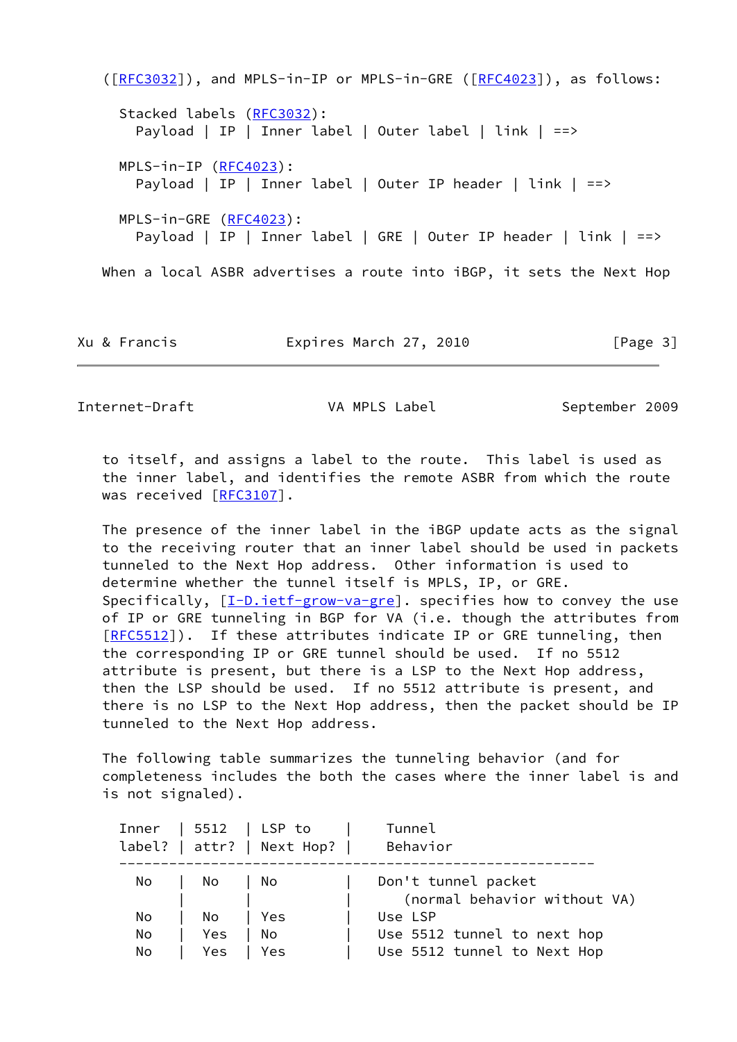([RFC3032]), and MPLS-in-IP or MPLS-in-GRE ([RFC4023]), as follows:

```
  Stacked labels (RFC3032):
    Payload | IP | Inner label | Outer label | link | ==>

  MPLS-in-IP (RFC4023):
    Payload | IP | Inner label | Outer IP header | link | ==>

  MPLS-in-GRE (RFC4023):
    Payload | IP | Inner label | GRE | Outer IP header | link | ==>
```

When a local ASBR advertises a route into iBGP, it sets the Next Hop to itself, and assigns a label to the route. This label is used as the inner label, and identifies the remote ASBR from which the route was received [RFC3107].

The presence of the inner label in the iBGP update acts as the signal to the receiving router that an inner label should be used in packets tunneled to the Next Hop address. Other information is used to determine whether the tunnel itself is MPLS, IP, or GRE. Specifically, [I-D.ietf-grow-va-gre]. specifies how to convey the use of IP or GRE tunneling in BGP for VA (i.e. though the attributes from [RFC5512]). If these attributes indicate IP or GRE tunneling, then the corresponding IP or GRE tunnel should be used. If no 5512 attribute is present, but there is a LSP to the Next Hop address, then the LSP should be used. If no 5512 attribute is present, and there is no LSP to the Next Hop address, then the packet should be IP tunneled to the Next Hop address.

The following table summarizes the tunneling behavior (and for completeness includes the both the cases where the inner label is and is not signaled).

| Inner label? | 5512 attr? | LSP to Next Hop? | Tunnel Behavior |
|---|---|---|---|
| No | No | No | Don't tunnel packet (normal behavior without VA) |
| No | No | Yes | Use LSP |
| No | Yes | No | Use 5512 tunnel to next hop |
| No | Yes | Yes | Use 5512 tunnel to Next Hop |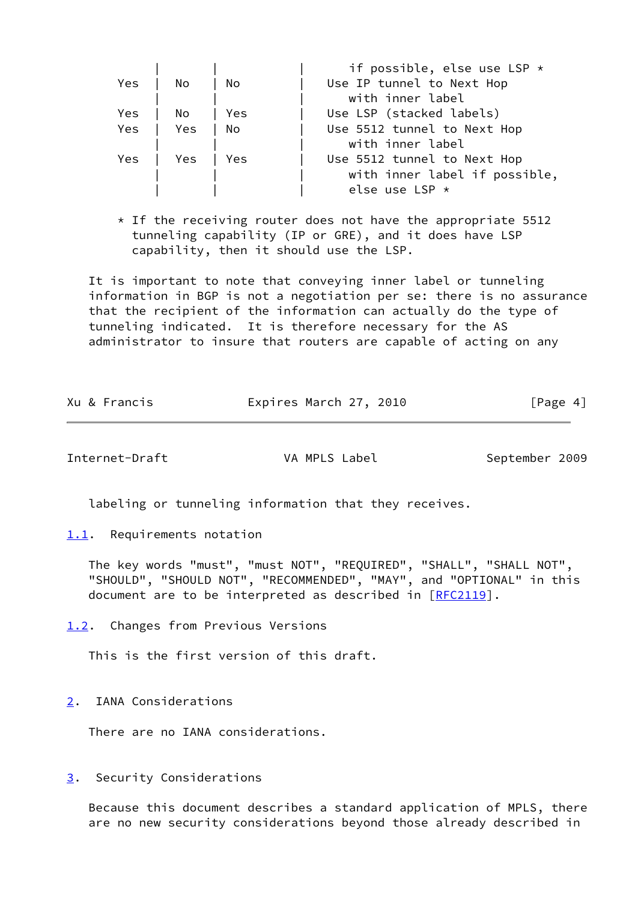| | | | if possible, else use LSP * |
|---|---|---|---|
| Yes | No | No | Use IP tunnel to Next Hop with inner label |
| Yes | No | Yes | Use LSP (stacked labels) |
| Yes | Yes | No | Use 5512 tunnel to Next Hop with inner label |
| Yes | Yes | Yes | Use 5512 tunnel to Next Hop with inner label if possible, else use LSP * |

* If the receiving router does not have the appropriate 5512 tunneling capability (IP or GRE), and it does have LSP capability, then it should use the LSP.

It is important to note that conveying inner label or tunneling information in BGP is not a negotiation per se: there is no assurance that the recipient of the information can actually do the type of tunneling indicated. It is therefore necessary for the AS administrator to insure that routers are capable of acting on any labeling or tunneling information that they receives.

### 1.1. Requirements notation

The key words "must", "must NOT", "REQUIRED", "SHALL", "SHALL NOT", "SHOULD", "SHOULD NOT", "RECOMMENDED", "MAY", and "OPTIONAL" in this document are to be interpreted as described in [RFC2119].

### 1.2. Changes from Previous Versions

This is the first version of this draft.

## 2. IANA Considerations

There are no IANA considerations.

## 3. Security Considerations

Because this document describes a standard application of MPLS, there are no new security considerations beyond those already described in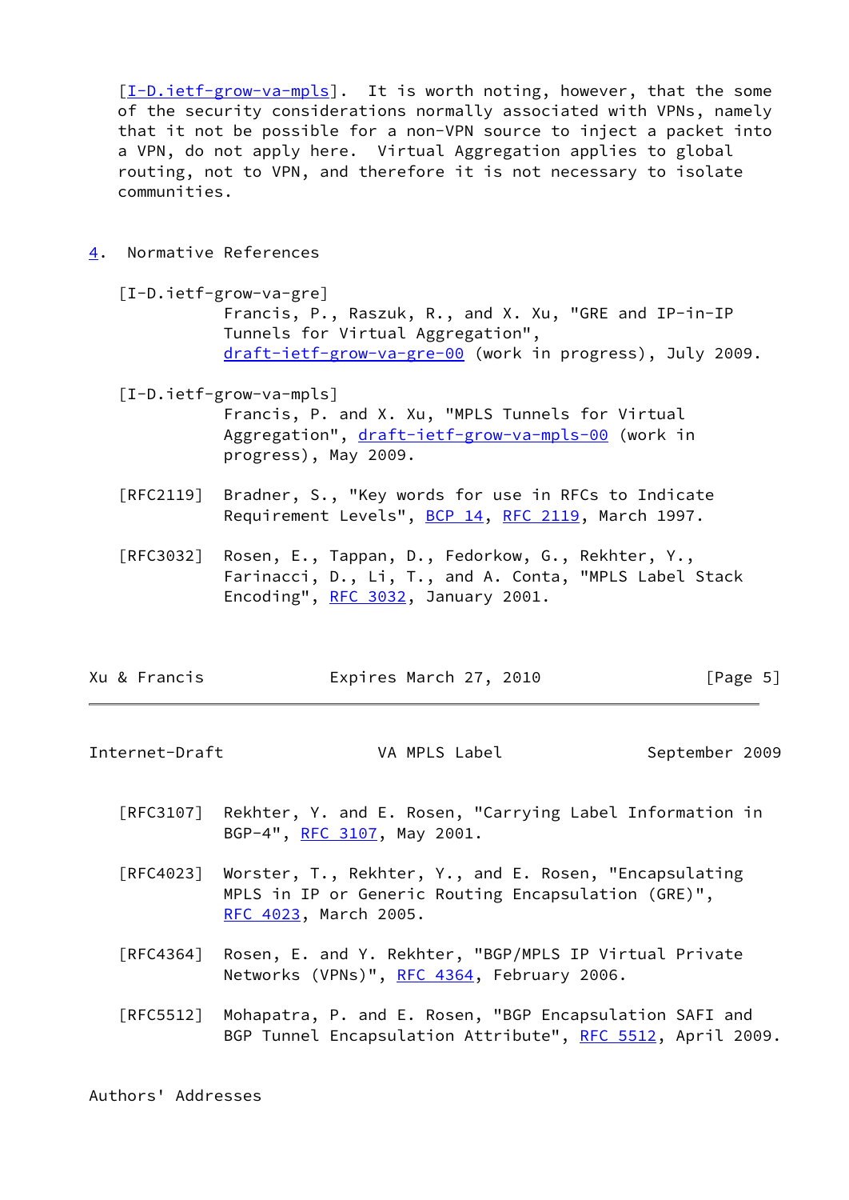[I-D.ietf-grow-va-mpls]. It is worth noting, however, that the some of the security considerations normally associated with VPNs, namely that it not be possible for a non-VPN source to inject a packet into a VPN, do not apply here. Virtual Aggregation applies to global routing, not to VPN, and therefore it is not necessary to isolate communities.

## 4. Normative References

[I-D.ietf-grow-va-gre]
Francis, P., Raszuk, R., and X. Xu, "GRE and IP-in-IP Tunnels for Virtual Aggregation", draft-ietf-grow-va-gre-00 (work in progress), July 2009.

[I-D.ietf-grow-va-mpls]
Francis, P. and X. Xu, "MPLS Tunnels for Virtual Aggregation", draft-ietf-grow-va-mpls-00 (work in progress), May 2009.

[RFC2119] Bradner, S., "Key words for use in RFCs to Indicate Requirement Levels", BCP 14, RFC 2119, March 1997.

[RFC3032] Rosen, E., Tappan, D., Fedorkow, G., Rekhter, Y., Farinacci, D., Li, T., and A. Conta, "MPLS Label Stack Encoding", RFC 3032, January 2001.

[RFC3107] Rekhter, Y. and E. Rosen, "Carrying Label Information in BGP-4", RFC 3107, May 2001.

[RFC4023] Worster, T., Rekhter, Y., and E. Rosen, "Encapsulating MPLS in IP or Generic Routing Encapsulation (GRE)", RFC 4023, March 2005.

[RFC4364] Rosen, E. and Y. Rekhter, "BGP/MPLS IP Virtual Private Networks (VPNs)", RFC 4364, February 2006.

[RFC5512] Mohapatra, P. and E. Rosen, "BGP Encapsulation SAFI and BGP Tunnel Encapsulation Attribute", RFC 5512, April 2009.

## Authors' Addresses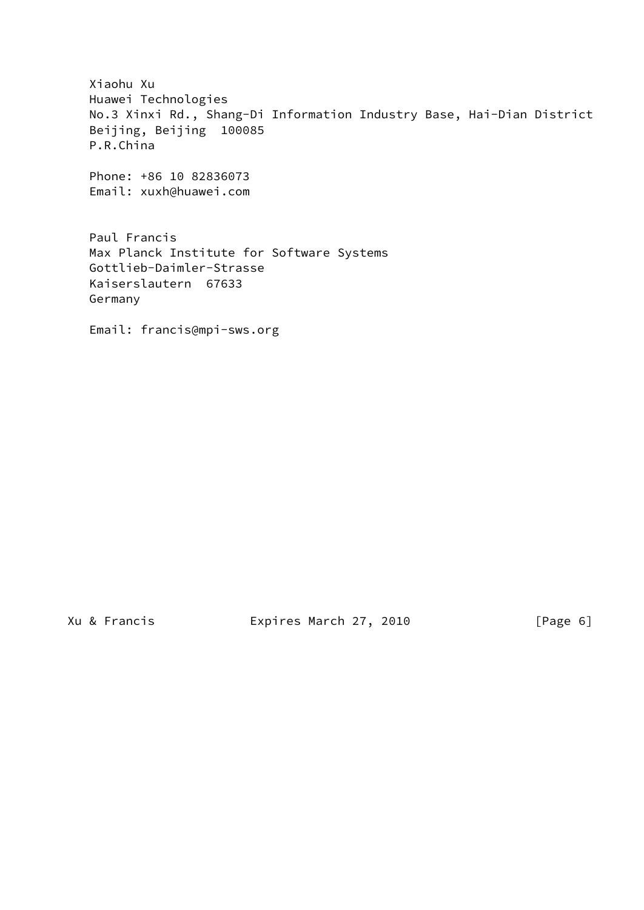Xiaohu Xu
Huawei Technologies
No.3 Xinxi Rd., Shang-Di Information Industry Base, Hai-Dian District
Beijing, Beijing  100085
P.R.China

Phone: +86 10 82836073
Email: xuxh@huawei.com

Paul Francis
Max Planck Institute for Software Systems
Gottlieb-Daimler-Strasse
Kaiserslautern  67633
Germany

Email: francis@mpi-sws.org